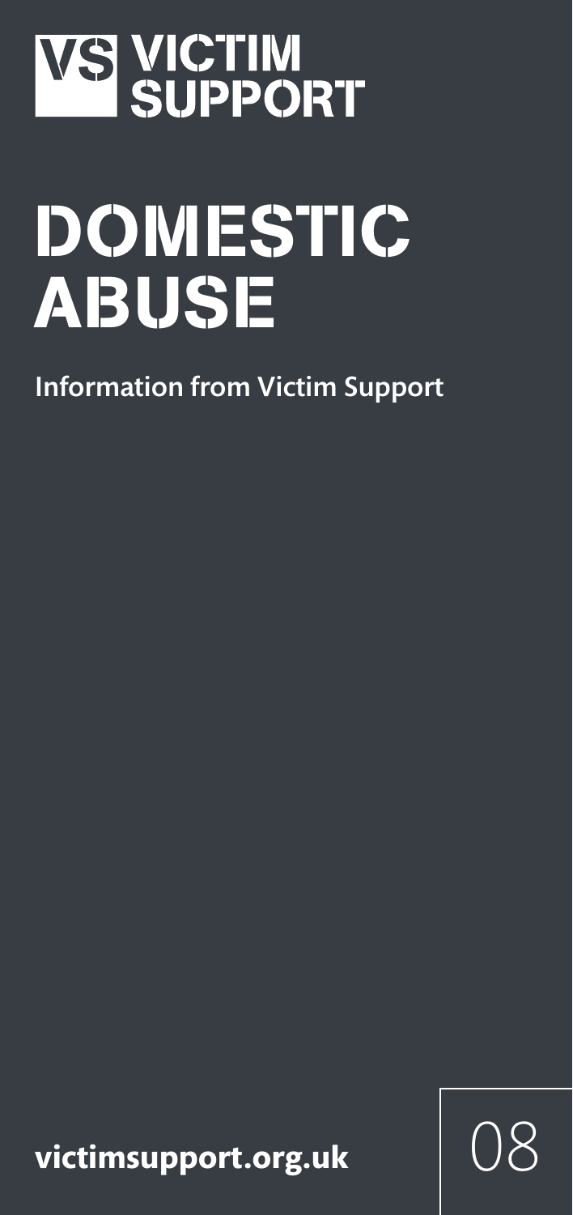VS VICTIM SUPPORT

# DOMESTIC ABUSE

**Information from Victim Support**

**victimsupport.org.uk**

08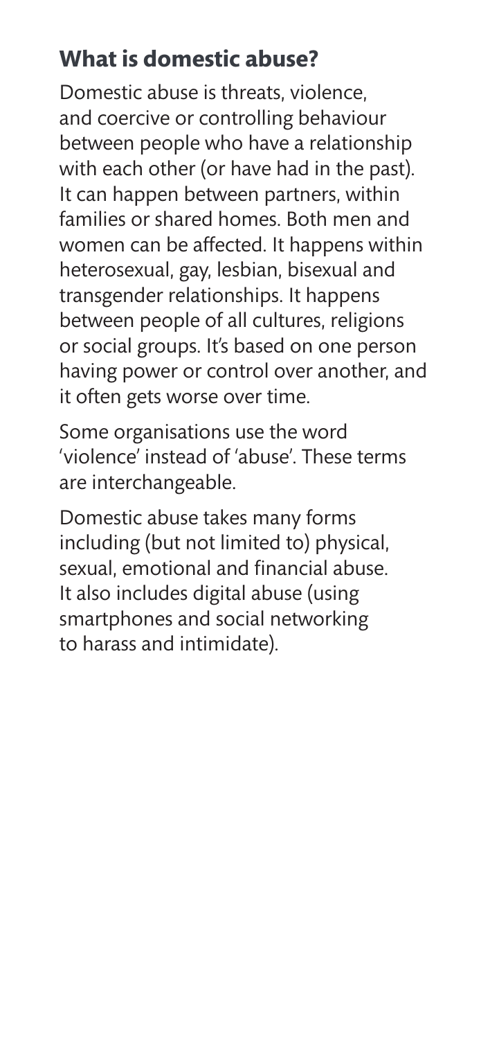## What is domestic abuse?

Domestic abuse is threats, violence, and coercive or controlling behaviour between people who have a relationship with each other (or have had in the past). It can happen between partners, within families or shared homes. Both men and women can be affected. It happens within heterosexual, gay, lesbian, bisexual and transgender relationships. It happens between people of all cultures, religions or social groups. It's based on one person having power or control over another, and it often gets worse over time.

Some organisations use the word 'violence' instead of 'abuse'. These terms are interchangeable.

Domestic abuse takes many forms including (but not limited to) physical, sexual, emotional and financial abuse. It also includes digital abuse (using smartphones and social networking to harass and intimidate).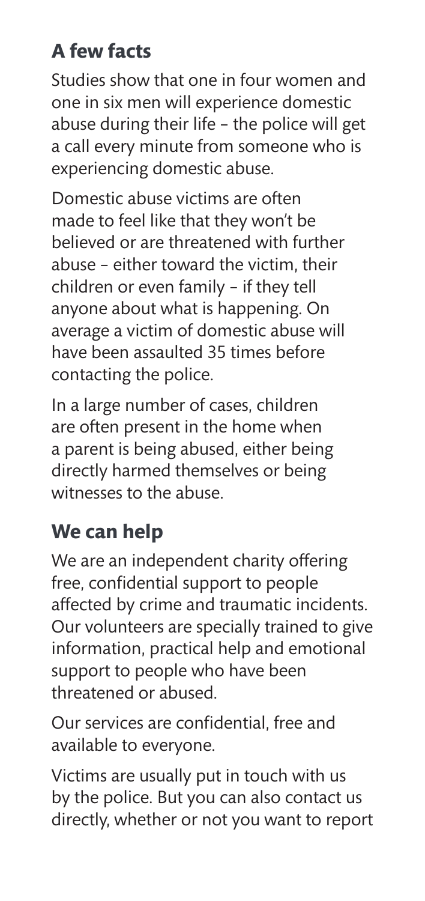## A few facts

Studies show that one in four women and one in six men will experience domestic abuse during their life – the police will get a call every minute from someone who is experiencing domestic abuse.

Domestic abuse victims are often made to feel like that they won't be believed or are threatened with further abuse – either toward the victim, their children or even family – if they tell anyone about what is happening. On average a victim of domestic abuse will have been assaulted 35 times before contacting the police.

In a large number of cases, children are often present in the home when a parent is being abused, either being directly harmed themselves or being witnesses to the abuse.

## We can help

We are an independent charity offering free, confidential support to people affected by crime and traumatic incidents. Our volunteers are specially trained to give information, practical help and emotional support to people who have been threatened or abused.

Our services are confidential, free and available to everyone.

Victims are usually put in touch with us by the police. But you can also contact us directly, whether or not you want to report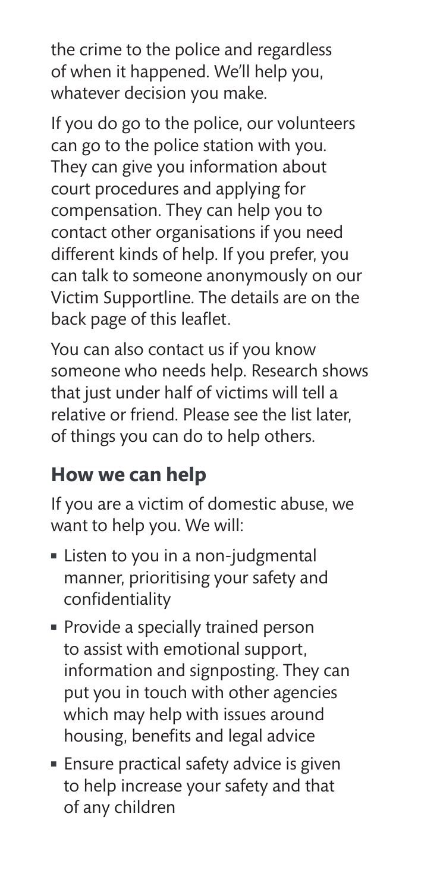the crime to the police and regardless of when it happened. We'll help you, whatever decision you make.

If you do go to the police, our volunteers can go to the police station with you. They can give you information about court procedures and applying for compensation. They can help you to contact other organisations if you need different kinds of help. If you prefer, you can talk to someone anonymously on our Victim Supportline. The details are on the back page of this leaflet.

You can also contact us if you know someone who needs help. Research shows that just under half of victims will tell a relative or friend. Please see the list later, of things you can do to help others.

## How we can help

If you are a victim of domestic abuse, we want to help you. We will:

- Listen to you in a non-judgmental manner, prioritising your safety and confidentiality
- Provide a specially trained person to assist with emotional support, information and signposting. They can put you in touch with other agencies which may help with issues around housing, benefits and legal advice
- Ensure practical safety advice is given to help increase your safety and that of any children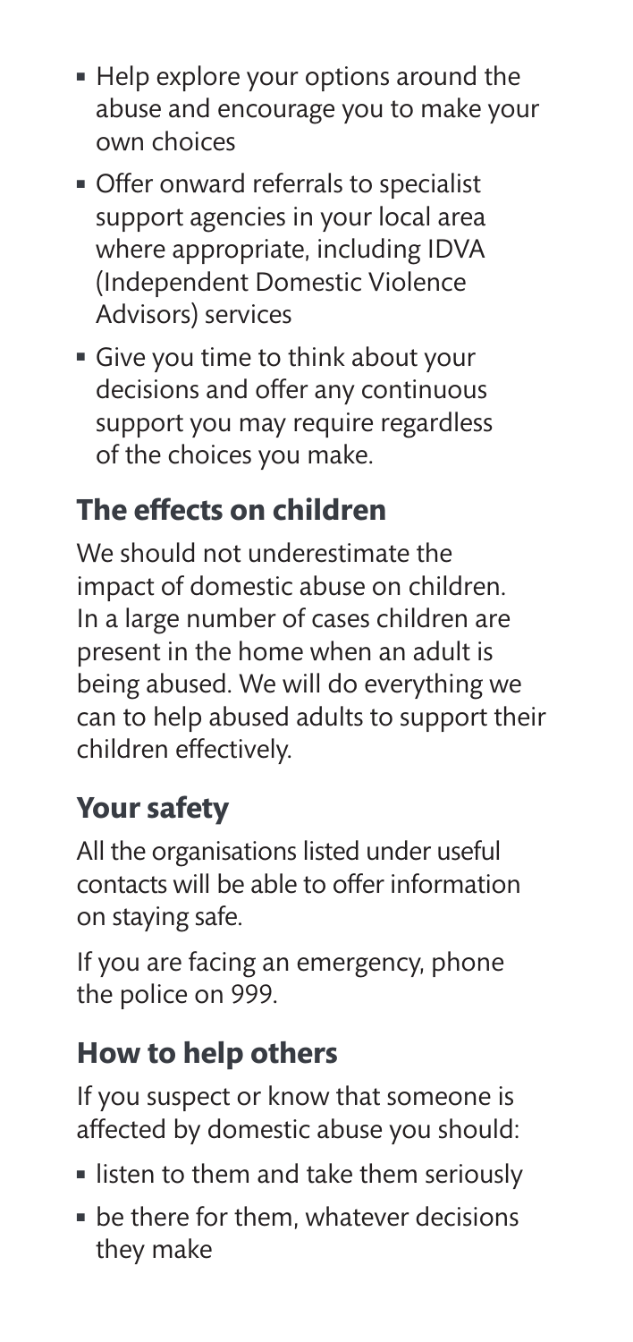- Help explore your options around the abuse and encourage you to make your own choices
- Offer onward referrals to specialist support agencies in your local area where appropriate, including IDVA (Independent Domestic Violence Advisors) services
- Give you time to think about your decisions and offer any continuous support you may require regardless of the choices you make.

## The effects on children

We should not underestimate the impact of domestic abuse on children. In a large number of cases children are present in the home when an adult is being abused. We will do everything we can to help abused adults to support their children effectively.

## Your safety

All the organisations listed under useful contacts will be able to offer information on staying safe.

If you are facing an emergency, phone the police on 999.

## How to help others

If you suspect or know that someone is affected by domestic abuse you should:

- listen to them and take them seriously
- be there for them, whatever decisions they make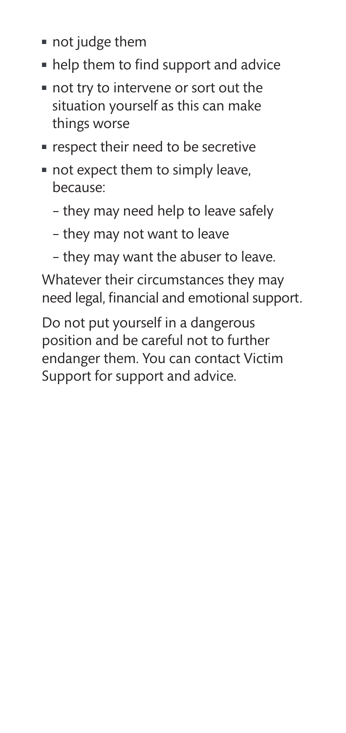- not judge them
- help them to find support and advice
- not try to intervene or sort out the situation yourself as this can make things worse
- respect their need to be secretive
- not expect them to simply leave, because:
  - they may need help to leave safely
  - they may not want to leave
  - they may want the abuser to leave.

Whatever their circumstances they may need legal, financial and emotional support.

Do not put yourself in a dangerous position and be careful not to further endanger them. You can contact Victim Support for support and advice.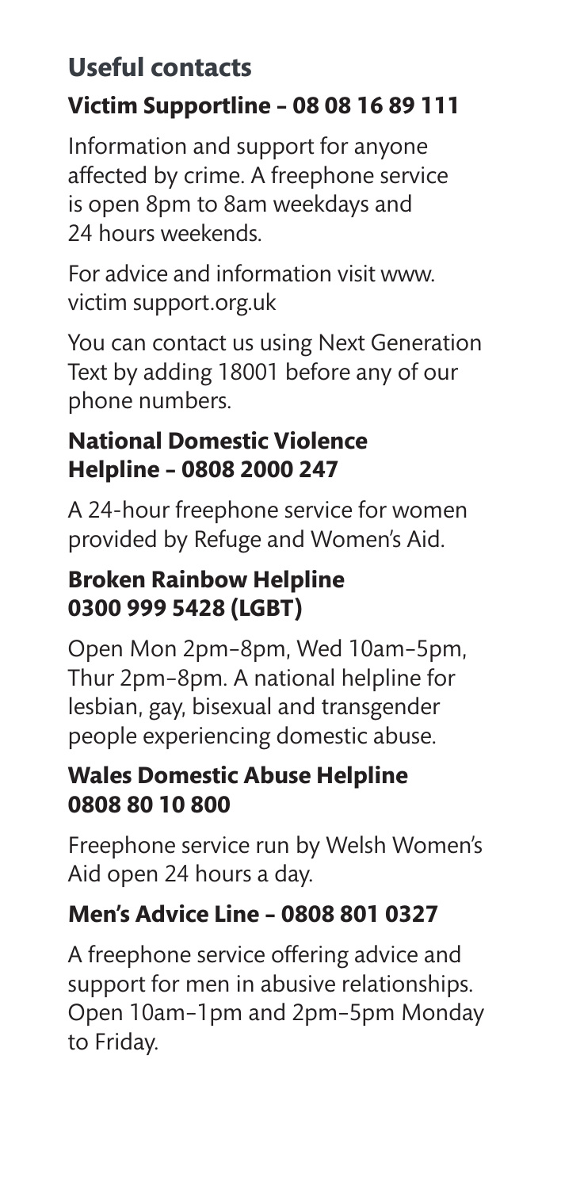## Useful contacts

### Victim Supportline – 08 08 16 89 111

Information and support for anyone affected by crime. A freephone service is open 8pm to 8am weekdays and 24 hours weekends.

For advice and information visit www. victim support.org.uk

You can contact us using Next Generation Text by adding 18001 before any of our phone numbers.

### National Domestic Violence Helpline – 0808 2000 247

A 24-hour freephone service for women provided by Refuge and Women's Aid.

### Broken Rainbow Helpline 0300 999 5428 (LGBT)

Open Mon 2pm–8pm, Wed 10am–5pm, Thur 2pm–8pm. A national helpline for lesbian, gay, bisexual and transgender people experiencing domestic abuse.

### Wales Domestic Abuse Helpline 0808 80 10 800

Freephone service run by Welsh Women's Aid open 24 hours a day.

### Men's Advice Line – 0808 801 0327

A freephone service offering advice and support for men in abusive relationships. Open 10am–1pm and 2pm–5pm Monday to Friday.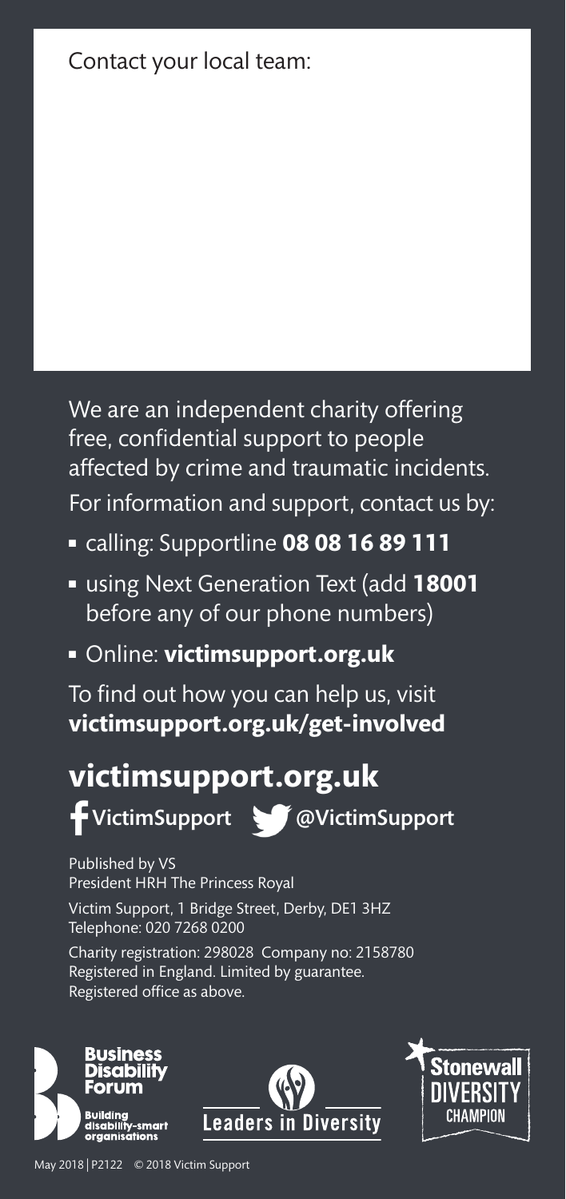Contact your local team:

We are an independent charity offering free, confidential support to people affected by crime and traumatic incidents.

For information and support, contact us by:

- calling: Supportline **08 08 16 89 111**
- using Next Generation Text (add **18001** before any of our phone numbers)
- Online: **victimsupport.org.uk**

To find out how you can help us, visit **victimsupport.org.uk/get-involved**

## victimsupport.org.uk

**VictimSupport** **@VictimSupport**

Published by VS
President HRH The Princess Royal

Victim Support, 1 Bridge Street, Derby, DE1 3HZ
Telephone: 020 7268 0200

Charity registration: 298028 Company no: 2158780
Registered in England. Limited by guarantee.
Registered office as above.

Business Disability Forum
Building disability-smart organisations

Leaders in Diversity

Stonewall DIVERSITY CHAMPION

May 2018 | P2122 © 2018 Victim Support